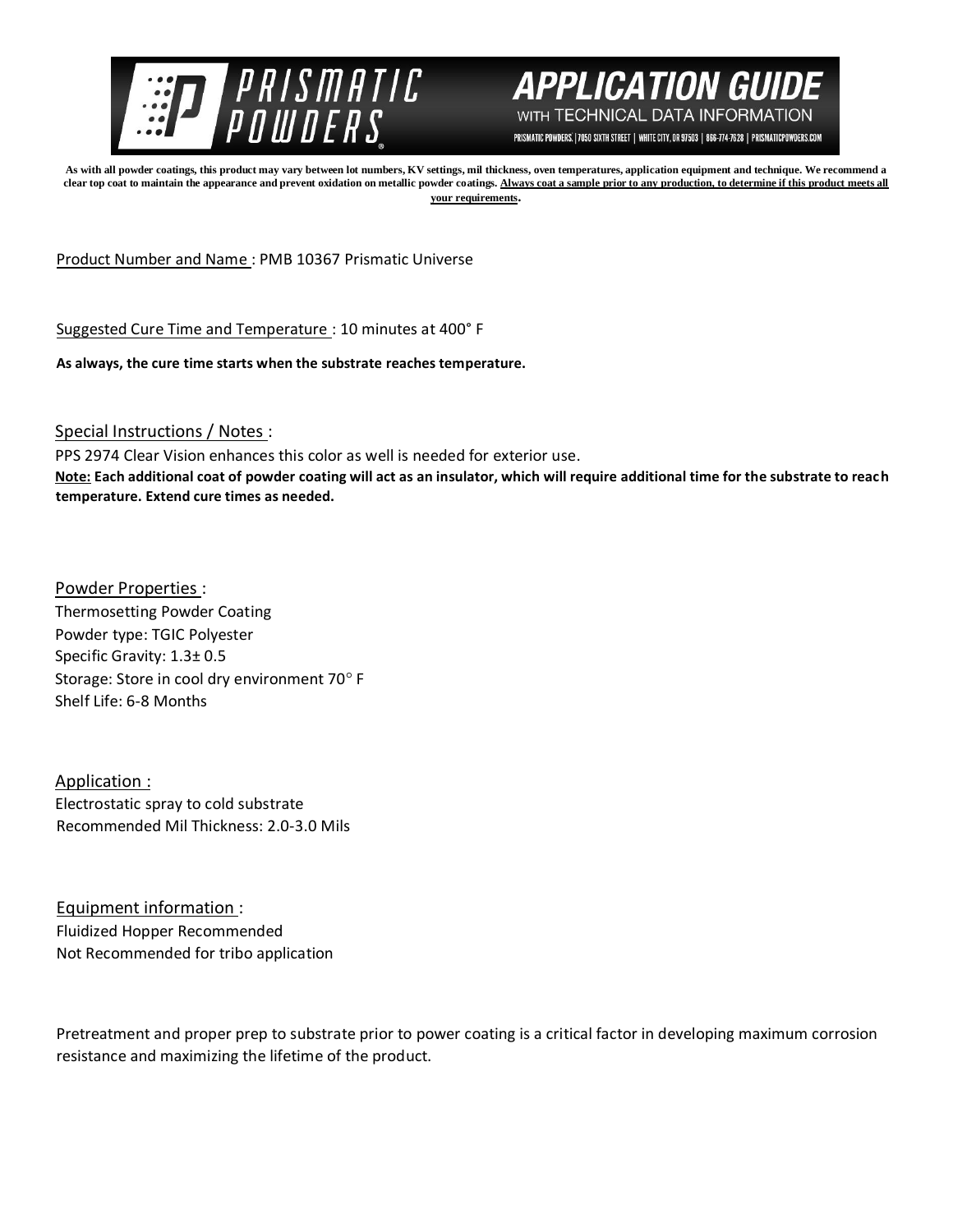# PRISMATIC POWDERS

## APPLICATION GUIDE

WITH TECHNICAL DATA INFORMATION

PRISMATIC POWDERS. | 7050 SIXTH STREET | WHITE CITY, OR 97503 | 866-774-7628 | PRISMATICPOWDERS.COM

**As with all powder coatings, this product may vary between lot numbers, KV settings, mil thickness, oven temperatures, application equipment and technique. We recommend a clear top coat to maintain the appearance and prevent oxidation on metallic powder coatings. <u>Always coat a sample prior to any production, to determine if this product meets all your requirements</u>.**

<u>Product Number and Name</u> : PMB 10367 Prismatic Universe

<u>Suggested Cure Time and Temperature</u> : 10 minutes at 400° F

**As always, the cure time starts when the substrate reaches temperature.**

<u>Special Instructions / Notes</u> :

PPS 2974 Clear Vision enhances this color as well is needed for exterior use.

**<u>Note:</u> Each additional coat of powder coating will act as an insulator, which will require additional time for the substrate to reach temperature. Extend cure times as needed.**

<u>Powder Properties</u> :

Thermosetting Powder Coating  
Powder type: TGIC Polyester  
Specific Gravity: 1.3± 0.5  
Storage: Store in cool dry environment 70° F  
Shelf Life: 6-8 Months

<u>Application</u> :

Electrostatic spray to cold substrate  
Recommended Mil Thickness: 2.0-3.0 Mils

<u>Equipment information</u> :

Fluidized Hopper Recommended  
Not Recommended for tribo application

Pretreatment and proper prep to substrate prior to power coating is a critical factor in developing maximum corrosion resistance and maximizing the lifetime of the product.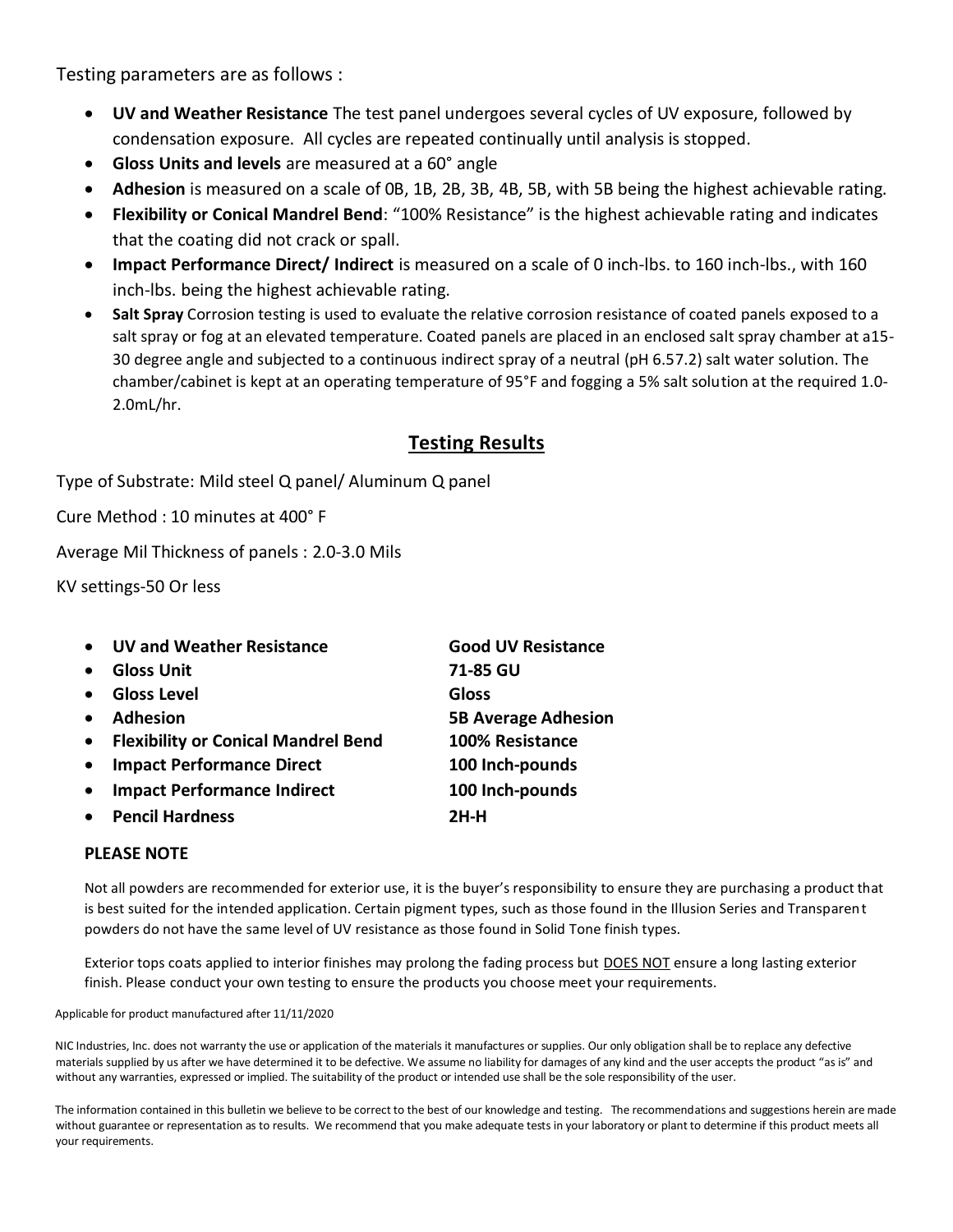Testing parameters are as follows :

- **UV and Weather Resistance** The test panel undergoes several cycles of UV exposure, followed by condensation exposure. All cycles are repeated continually until analysis is stopped.
- **Gloss Units and levels** are measured at a 60° angle
- **Adhesion** is measured on a scale of 0B, 1B, 2B, 3B, 4B, 5B, with 5B being the highest achievable rating.
- **Flexibility or Conical Mandrel Bend**: "100% Resistance" is the highest achievable rating and indicates that the coating did not crack or spall.
- **Impact Performance Direct/ Indirect** is measured on a scale of 0 inch-lbs. to 160 inch-lbs., with 160 inch-lbs. being the highest achievable rating.
- **Salt Spray** Corrosion testing is used to evaluate the relative corrosion resistance of coated panels exposed to a salt spray or fog at an elevated temperature. Coated panels are placed in an enclosed salt spray chamber at a15-30 degree angle and subjected to a continuous indirect spray of a neutral (pH 6.57.2) salt water solution. The chamber/cabinet is kept at an operating temperature of 95°F and fogging a 5% salt solution at the required 1.0-2.0mL/hr.

## Testing Results

Type of Substrate: Mild steel Q panel/ Aluminum Q panel

Cure Method : 10 minutes at 400° F

Average Mil Thickness of panels : 2.0-3.0 Mils

KV settings-50 Or less

| | |
|---|---|
| **UV and Weather Resistance** | **Good UV Resistance** |
| **Gloss Unit** | **71-85 GU** |
| **Gloss Level** | **Gloss** |
| **Adhesion** | **5B Average Adhesion** |
| **Flexibility or Conical Mandrel Bend** | **100% Resistance** |
| **Impact Performance Direct** | **100 Inch-pounds** |
| **Impact Performance Indirect** | **100 Inch-pounds** |
| **Pencil Hardness** | **2H-H** |

**PLEASE NOTE**

Not all powders are recommended for exterior use, it is the buyer's responsibility to ensure they are purchasing a product that is best suited for the intended application. Certain pigment types, such as those found in the Illusion Series and Transparent powders do not have the same level of UV resistance as those found in Solid Tone finish types.

Exterior tops coats applied to interior finishes may prolong the fading process but DOES NOT ensure a long lasting exterior finish. Please conduct your own testing to ensure the products you choose meet your requirements.

Applicable for product manufactured after 11/11/2020

NIC Industries, Inc. does not warranty the use or application of the materials it manufactures or supplies. Our only obligation shall be to replace any defective materials supplied by us after we have determined it to be defective. We assume no liability for damages of any kind and the user accepts the product "as is" and without any warranties, expressed or implied. The suitability of the product or intended use shall be the sole responsibility of the user.

The information contained in this bulletin we believe to be correct to the best of our knowledge and testing. The recommendations and suggestions herein are made without guarantee or representation as to results. We recommend that you make adequate tests in your laboratory or plant to determine if this product meets all your requirements.